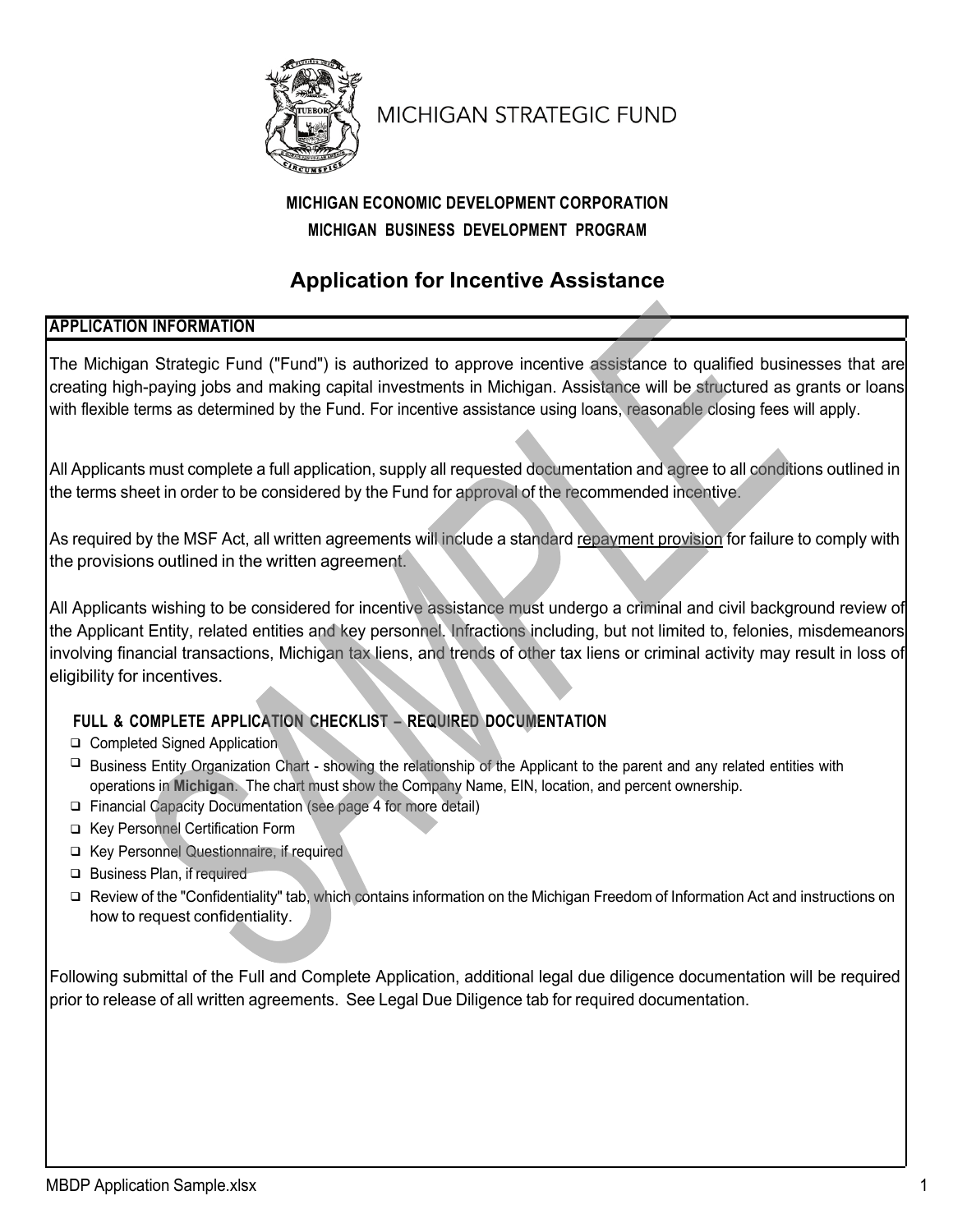MICHIGAN STRATEGIC FUND

**MICHIGAN ECONOMIC DEVELOPMENT CORPORATION**

**MICHIGAN BUSINESS DEVELOPMENT PROGRAM**

# Application for Incentive Assistance

## APPLICATION INFORMATION

The Michigan Strategic Fund ("Fund") is authorized to approve incentive assistance to qualified businesses that are creating high-paying jobs and making capital investments in Michigan. Assistance will be structured as grants or loans with flexible terms as determined by the Fund. For incentive assistance using loans, reasonable closing fees will apply.

All Applicants must complete a full application, supply all requested documentation and agree to all conditions outlined in the terms sheet in order to be considered by the Fund for approval of the recommended incentive.

As required by the MSF Act, all written agreements will include a standard repayment provision for failure to comply with the provisions outlined in the written agreement.

All Applicants wishing to be considered for incentive assistance must undergo a criminal and civil background review of the Applicant Entity, related entities and key personnel. Infractions including, but not limited to, felonies, misdemeanors involving financial transactions, Michigan tax liens, and trends of other tax liens or criminal activity may result in loss of eligibility for incentives.

### FULL & COMPLETE APPLICATION CHECKLIST – REQUIRED DOCUMENTATION

- ❑ Completed Signed Application
- ❑ Business Entity Organization Chart - showing the relationship of the Applicant to the parent and any related entities with operations in **Michigan**. The chart must show the Company Name, EIN, location, and percent ownership.
- ❑ Financial Capacity Documentation (see page 4 for more detail)
- ❑ Key Personnel Certification Form
- ❑ Key Personnel Questionnaire, if required
- ❑ Business Plan, if required
- ❑ Review of the "Confidentiality" tab, which contains information on the Michigan Freedom of Information Act and instructions on how to request confidentiality.

Following submittal of the Full and Complete Application, additional legal due diligence documentation will be required prior to release of all written agreements. See Legal Due Diligence tab for required documentation.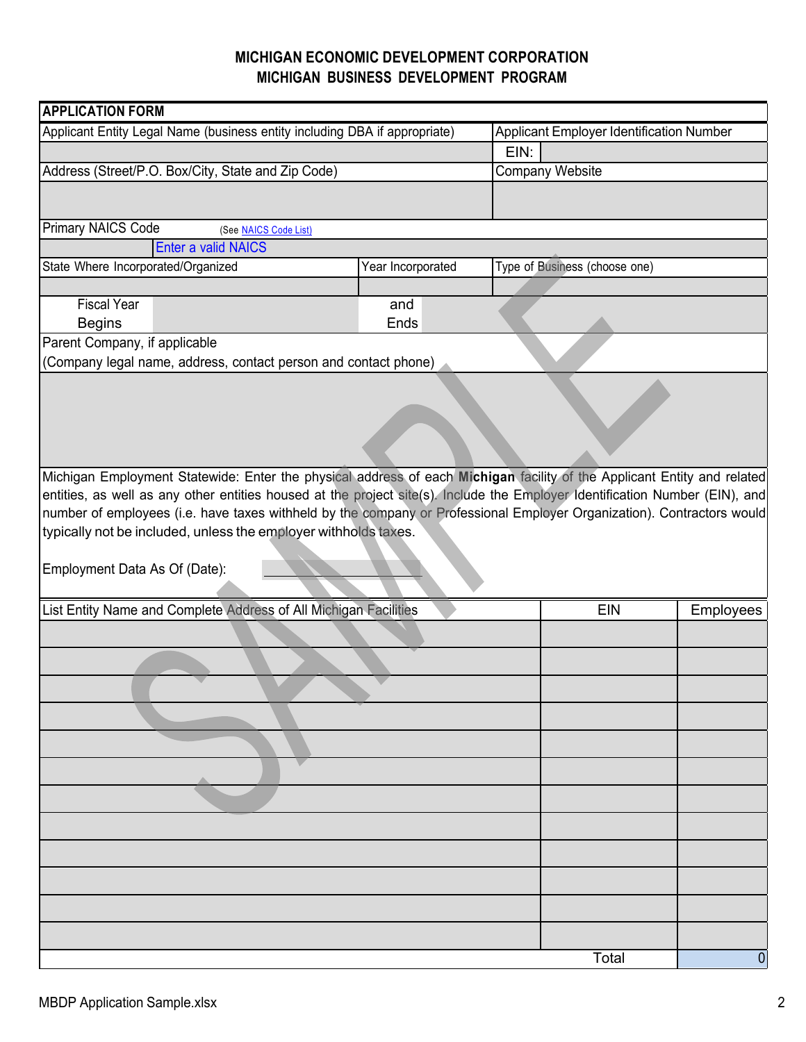# MICHIGAN ECONOMIC DEVELOPMENT CORPORATION
## MICHIGAN BUSINESS DEVELOPMENT PROGRAM

**APPLICATION FORM**

| Applicant Entity Legal Name (business entity including DBA if appropriate) | Applicant Employer Identification Number |
|---|---|
| | EIN: |
| Address (Street/P.O. Box/City, State and Zip Code) | Company Website |
| | |

Primary NAICS Code (See NAICS Code List)

Enter a valid NAICS

| State Where Incorporated/Organized | Year Incorporated | Type of Business (choose one) |
|---|---|---|
| | | |

Fiscal Year Begins ______ and Ends ______

Parent Company, if applicable
(Company legal name, address, contact person and contact phone)

Michigan Employment Statewide: Enter the physical address of each **Michigan** facility of the Applicant Entity and related entities, as well as any other entities housed at the project site(s). Include the Employer Identification Number (EIN), and number of employees (i.e. have taxes withheld by the company or Professional Employer Organization). Contractors would typically not be included, unless the employer withholds taxes.

Employment Data As Of (Date): ______

| List Entity Name and Complete Address of All Michigan Facilities | EIN | Employees |
|---|---|---|
| | | |
| | | |
| | | |
| | | |
| | | |
| | | |
| | | |
| | | |
| | | |
| | | |
| | | |
| | | |
| | Total | 0 |

SAMPLE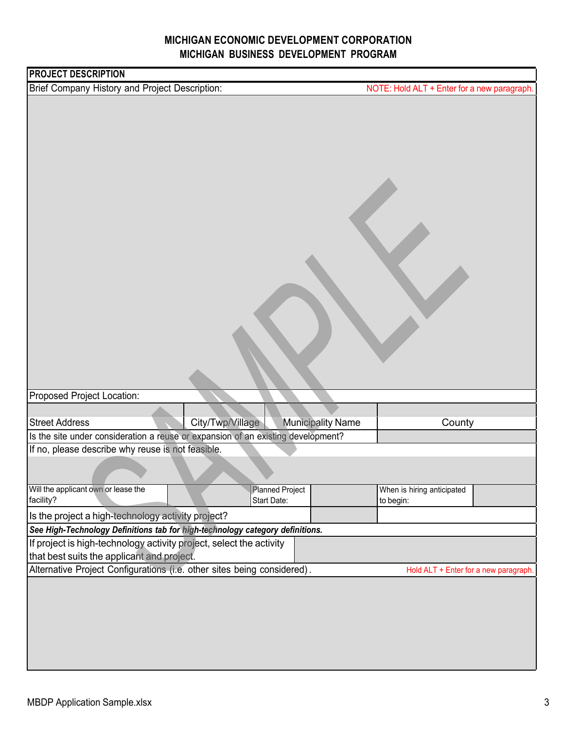# MICHIGAN ECONOMIC DEVELOPMENT CORPORATION
## MICHIGAN BUSINESS DEVELOPMENT PROGRAM

**PROJECT DESCRIPTION**

Brief Company History and Project Description: NOTE: Hold ALT + Enter for a new paragraph.

Proposed Project Location:

| Street Address | City/Twp/Village | Municipality Name | County |
|---|---|---|---|

Is the site under consideration a reuse or expansion of an existing development?

If no, please describe why reuse is not feasible.

| Will the applicant own or lease the facility? | | Planned Project Start Date: | | When is hiring anticipated to begin: | |
|---|---|---|---|---|---|

Is the project a high-technology activity project?

***See High-Technology Definitions tab for high-technology category definitions.***

If project is high-technology activity project, select the activity that best suits the applicant and project.

Alternative Project Configurations (i.e. other sites being considered). Hold ALT + Enter for a new paragraph.

SAMPLE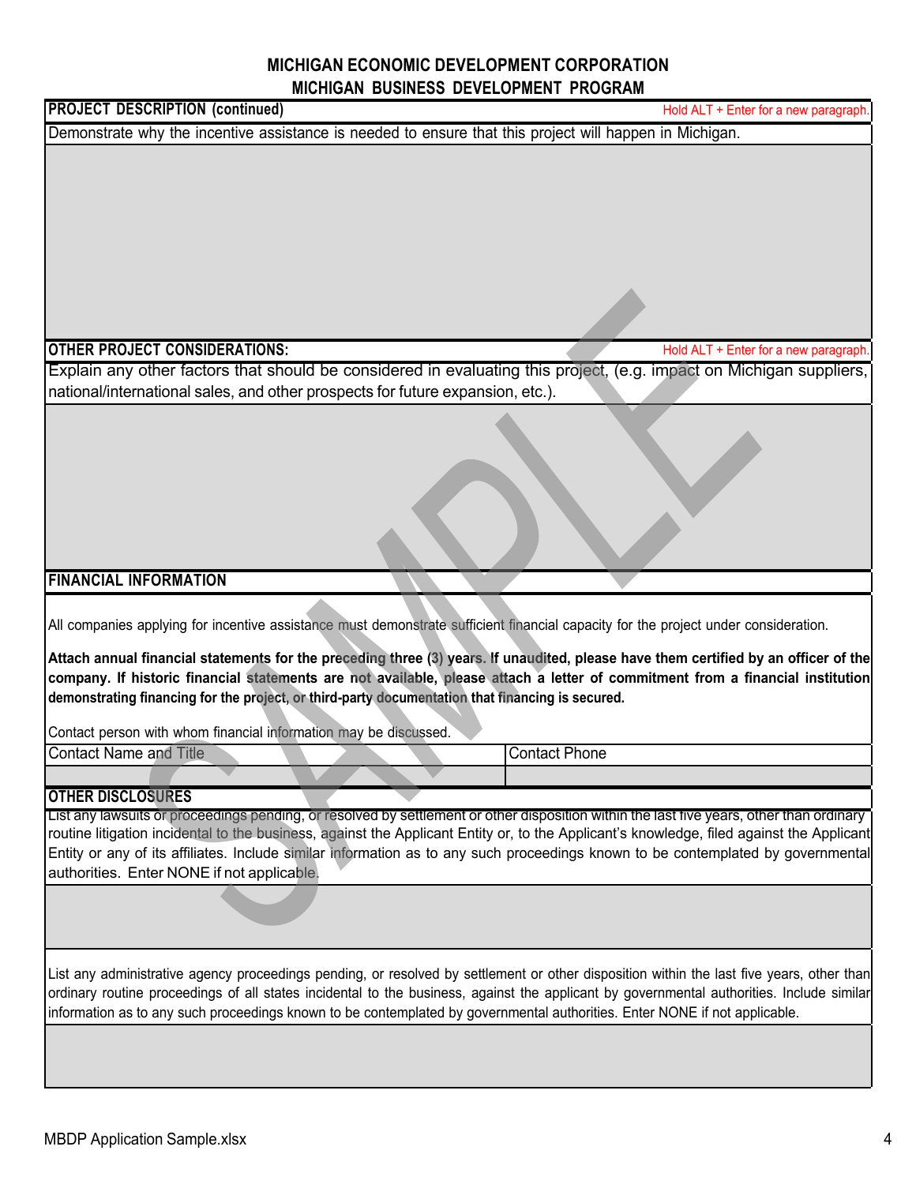# MICHIGAN ECONOMIC DEVELOPMENT CORPORATION
## MICHIGAN BUSINESS DEVELOPMENT PROGRAM

**PROJECT DESCRIPTION (continued)** Hold ALT + Enter for a new paragraph.

Demonstrate why the incentive assistance is needed to ensure that this project will happen in Michigan.

**OTHER PROJECT CONSIDERATIONS:** Hold ALT + Enter for a new paragraph.

Explain any other factors that should be considered in evaluating this project, (e.g. impact on Michigan suppliers, national/international sales, and other prospects for future expansion, etc.).

**FINANCIAL INFORMATION**

All companies applying for incentive assistance must demonstrate sufficient financial capacity for the project under consideration.

**Attach annual financial statements for the preceding three (3) years. If unaudited, please have them certified by an officer of the company. If historic financial statements are not available, please attach a letter of commitment from a financial institution demonstrating financing for the project, or third-party documentation that financing is secured.**

Contact person with whom financial information may be discussed.

| Contact Name and Title | Contact Phone |
|---|---|
| | |

**OTHER DISCLOSURES**

List any lawsuits or proceedings pending, or resolved by settlement or other disposition within the last five years, other than ordinary routine litigation incidental to the business, against the Applicant Entity or, to the Applicant's knowledge, filed against the Applicant Entity or any of its affiliates. Include similar information as to any such proceedings known to be contemplated by governmental authorities. Enter NONE if not applicable.

List any administrative agency proceedings pending, or resolved by settlement or other disposition within the last five years, other than ordinary routine proceedings of all states incidental to the business, against the applicant by governmental authorities. Include similar information as to any such proceedings known to be contemplated by governmental authorities. Enter NONE if not applicable.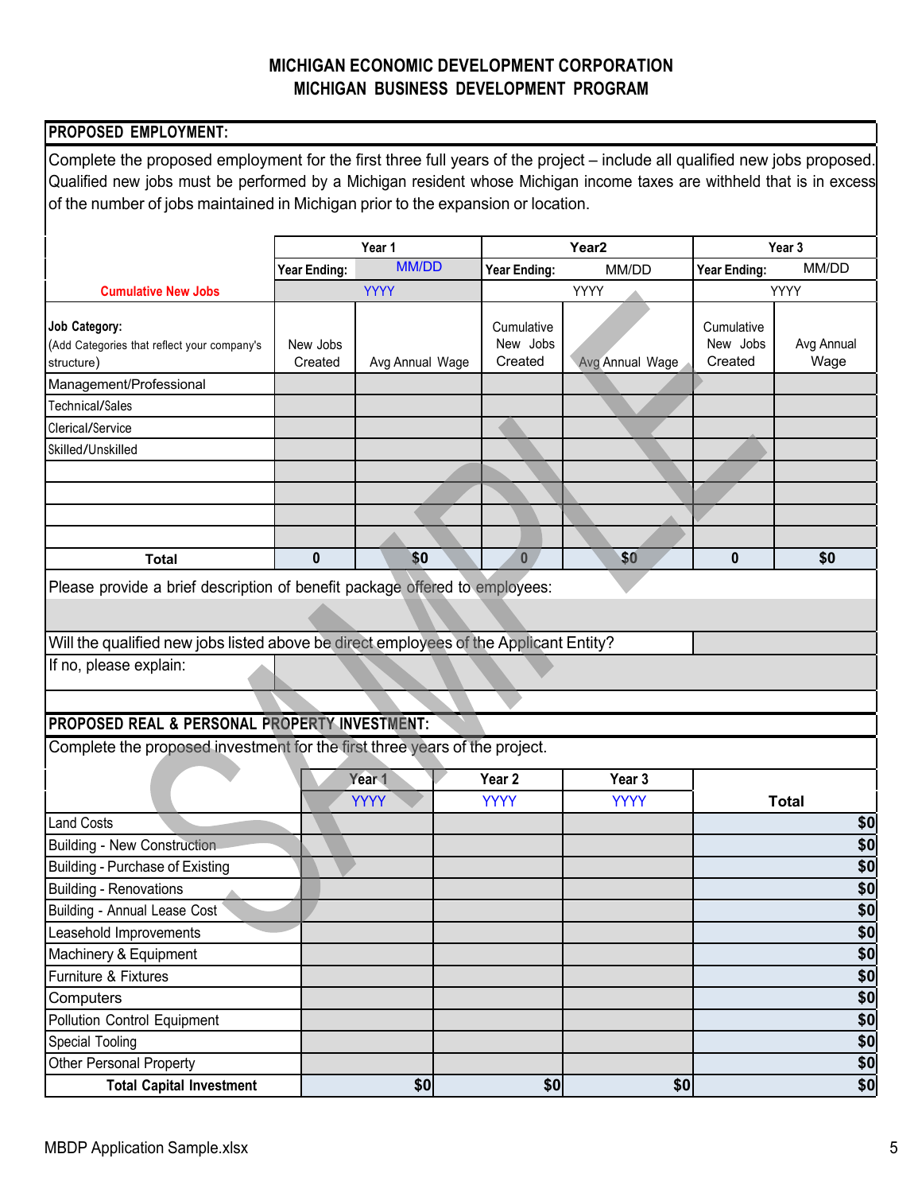# MICHIGAN ECONOMIC DEVELOPMENT CORPORATION
## MICHIGAN BUSINESS DEVELOPMENT PROGRAM

**PROPOSED EMPLOYMENT:**

Complete the proposed employment for the first three full years of the project – include all qualified new jobs proposed. Qualified new jobs must be performed by a Michigan resident whose Michigan income taxes are withheld that is in excess of the number of jobs maintained in Michigan prior to the expansion or location.

| | Year 1 | | Year2 | | Year 3 | |
|---|---|---|---|---|---|---|
| | Year Ending: | MM/DD | Year Ending: | MM/DD | Year Ending: | MM/DD |
| Cumulative New Jobs | YYYY | | YYYY | | YYYY | |
| **Job Category:** (Add Categories that reflect your company's structure) | New Jobs Created | Avg Annual Wage | Cumulative New Jobs Created | Avg Annual Wage | Cumulative New Jobs Created | Avg Annual Wage |
| Management/Professional | | | | | | |
| Technical/Sales | | | | | | |
| Clerical/Service | | | | | | |
| Skilled/Unskilled | | | | | | |
| | | | | | | |
| | | | | | | |
| | | | | | | |
| | | | | | | |
| **Total** | 0 | $0 | 0 | $0 | 0 | $0 |

Please provide a brief description of benefit package offered to employees:

Will the qualified new jobs listed above be direct employees of the Applicant Entity?

If no, please explain:

**PROPOSED REAL & PERSONAL PROPERTY INVESTMENT:**

Complete the proposed investment for the first three years of the project.

| | Year 1 | Year 2 | Year 3 | |
|---|---|---|---|---|
| | YYYY | YYYY | YYYY | **Total** |
| Land Costs | | | | $0 |
| Building - New Construction | | | | $0 |
| Building - Purchase of Existing | | | | $0 |
| Building - Renovations | | | | $0 |
| Building - Annual Lease Cost | | | | $0 |
| Leasehold Improvements | | | | $0 |
| Machinery & Equipment | | | | $0 |
| Furniture & Fixtures | | | | $0 |
| Computers | | | | $0 |
| Pollution Control Equipment | | | | $0 |
| Special Tooling | | | | $0 |
| Other Personal Property | | | | $0 |
| **Total Capital Investment** | $0 | $0 | $0 | $0 |

MBDP Application Sample.xlsx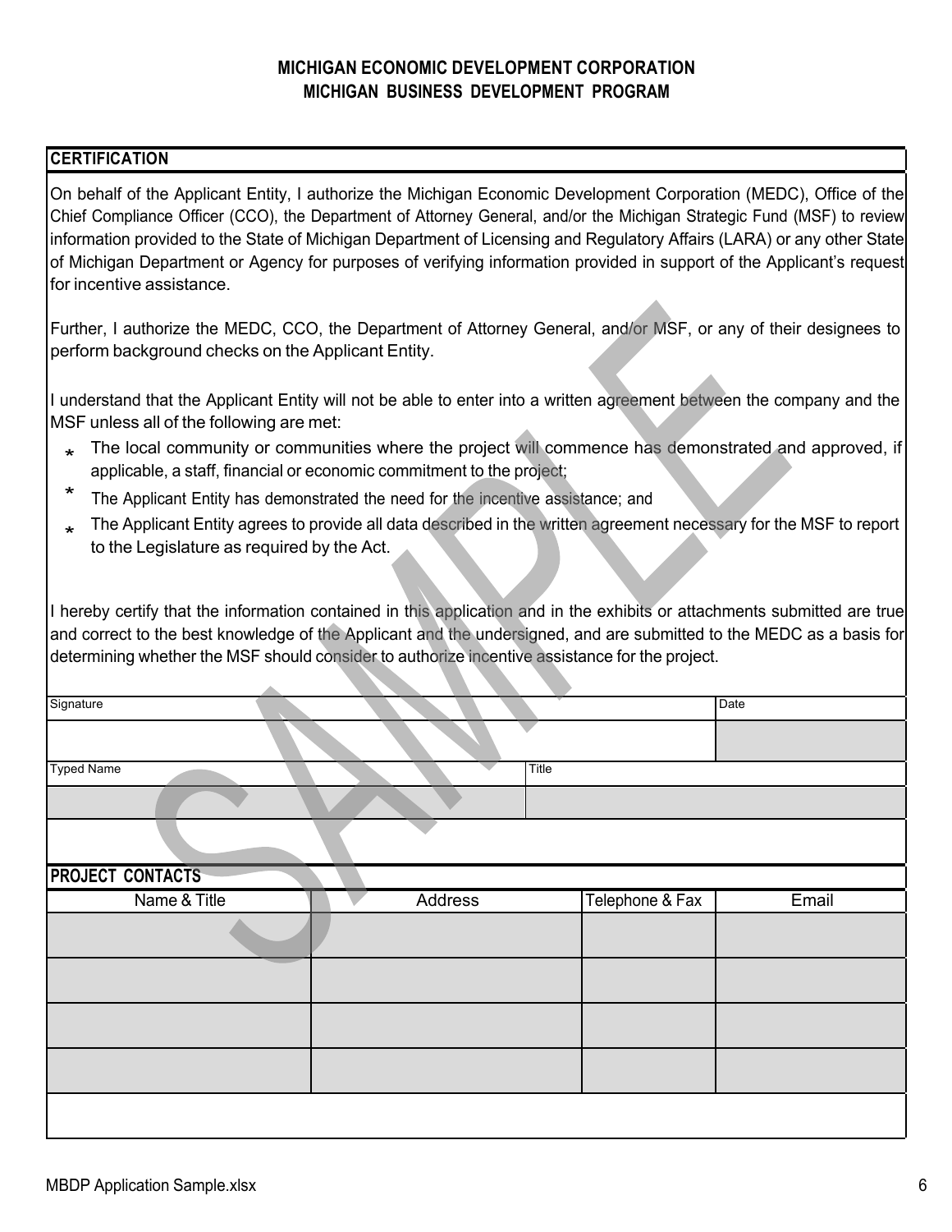# MICHIGAN ECONOMIC DEVELOPMENT CORPORATION
## MICHIGAN BUSINESS DEVELOPMENT PROGRAM

### CERTIFICATION

On behalf of the Applicant Entity, I authorize the Michigan Economic Development Corporation (MEDC), Office of the Chief Compliance Officer (CCO), the Department of Attorney General, and/or the Michigan Strategic Fund (MSF) to review information provided to the State of Michigan Department of Licensing and Regulatory Affairs (LARA) or any other State of Michigan Department or Agency for purposes of verifying information provided in support of the Applicant's request for incentive assistance.

Further, I authorize the MEDC, CCO, the Department of Attorney General, and/or MSF, or any of their designees to perform background checks on the Applicant Entity.

I understand that the Applicant Entity will not be able to enter into a written agreement between the company and the MSF unless all of the following are met:

* The local community or communities where the project will commence has demonstrated and approved, if applicable, a staff, financial or economic commitment to the project;
* The Applicant Entity has demonstrated the need for the incentive assistance; and
* The Applicant Entity agrees to provide all data described in the written agreement necessary for the MSF to report to the Legislature as required by the Act.

I hereby certify that the information contained in this application and in the exhibits or attachments submitted are true and correct to the best knowledge of the Applicant and the undersigned, and are submitted to the MEDC as a basis for determining whether the MSF should consider to authorize incentive assistance for the project.

| Signature | Date |
| --- | --- |
| | |

| Typed Name | Title |
| --- | --- |
| | |

### PROJECT CONTACTS

| Name & Title | Address | Telephone & Fax | Email |
| --- | --- | --- | --- |
| | | | |
| | | | |
| | | | |
| | | | |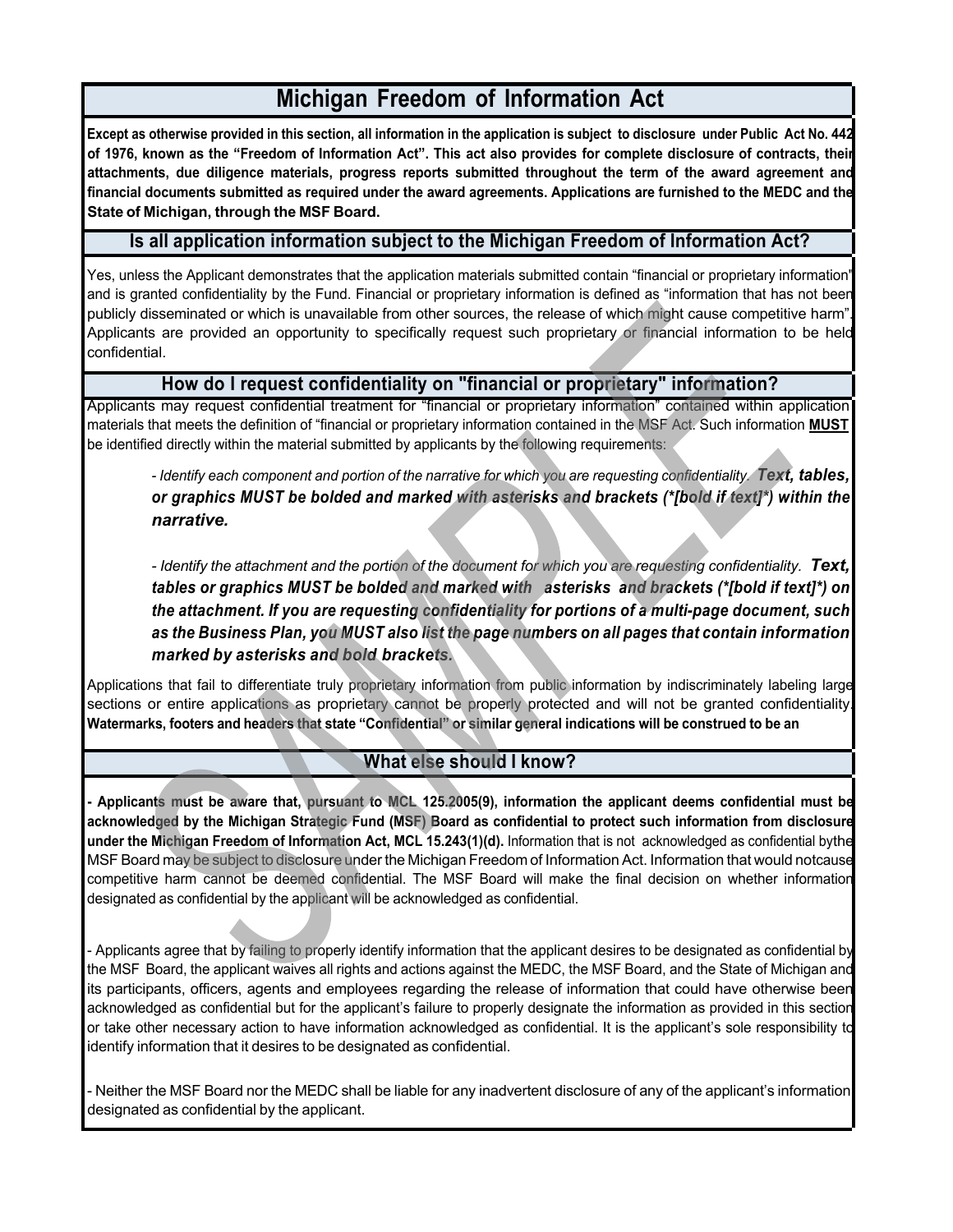# Michigan Freedom of Information Act

**Except as otherwise provided in this section, all information in the application is subject to disclosure under Public Act No. 442 of 1976, known as the "Freedom of Information Act". This act also provides for complete disclosure of contracts, their attachments, due diligence materials, progress reports submitted throughout the term of the award agreement and financial documents submitted as required under the award agreements. Applications are furnished to the MEDC and the State of Michigan, through the MSF Board.**

## Is all application information subject to the Michigan Freedom of Information Act?

Yes, unless the Applicant demonstrates that the application materials submitted contain "financial or proprietary information" and is granted confidentiality by the Fund. Financial or proprietary information is defined as "information that has not been publicly disseminated or which is unavailable from other sources, the release of which might cause competitive harm". Applicants are provided an opportunity to specifically request such proprietary or financial information to be held confidential.

## How do I request confidentiality on "financial or proprietary" information?

Applicants may request confidential treatment for "financial or proprietary information" contained within application materials that meets the definition of "financial or proprietary information contained in the MSF Act. Such information **MUST** be identified directly within the material submitted by applicants by the following requirements:

- *Identify each component and portion of the narrative for which you are requesting confidentiality.* ***Text, tables, or graphics MUST be bolded and marked with asterisks and brackets (*[bold if text]*) within the narrative.***

- *Identify the attachment and the portion of the document for which you are requesting confidentiality.* ***Text, tables or graphics MUST be bolded and marked with asterisks and brackets (*[bold if text]*) on the attachment. If you are requesting confidentiality for portions of a multi-page document, such as the Business Plan, you MUST also list the page numbers on all pages that contain information marked by asterisks and bold brackets.***

Applications that fail to differentiate truly proprietary information from public information by indiscriminately labeling large sections or entire applications as proprietary cannot be properly protected and will not be granted confidentiality. **Watermarks, footers and headers that state "Confidential" or similar general indications will be construed to be an**

## What else should I know?

**- Applicants must be aware that, pursuant to MCL 125.2005(9), information the applicant deems confidential must be acknowledged by the Michigan Strategic Fund (MSF) Board as confidential to protect such information from disclosure under the Michigan Freedom of Information Act, MCL 15.243(1)(d).** Information that is not acknowledged as confidential bythe MSF Board may be subject to disclosure under the Michigan Freedom of Information Act. Information that would notcause competitive harm cannot be deemed confidential. The MSF Board will make the final decision on whether information designated as confidential by the applicant will be acknowledged as confidential.

- Applicants agree that by failing to properly identify information that the applicant desires to be designated as confidential by the MSF Board, the applicant waives all rights and actions against the MEDC, the MSF Board, and the State of Michigan and its participants, officers, agents and employees regarding the release of information that could have otherwise been acknowledged as confidential but for the applicant's failure to properly designate the information as provided in this section or take other necessary action to have information acknowledged as confidential. It is the applicant's sole responsibility to identify information that it desires to be designated as confidential.

- Neither the MSF Board nor the MEDC shall be liable for any inadvertent disclosure of any of the applicant's information designated as confidential by the applicant.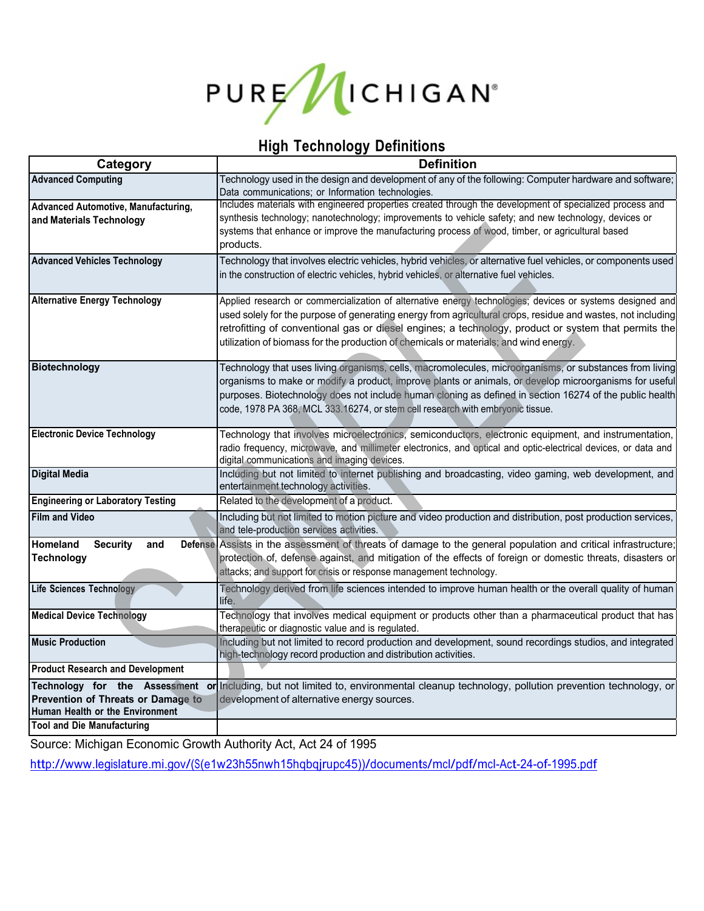PURE MICHIGAN®

## High Technology Definitions

| Category | Definition |
|---|---|
| **Advanced Computing** | Technology used in the design and development of any of the following: Computer hardware and software; Data communications; or Information technologies. |
| **Advanced Automotive, Manufacturing, and Materials Technology** | Includes materials with engineered properties created through the development of specialized process and synthesis technology; nanotechnology; improvements to vehicle safety; and new technology, devices or systems that enhance or improve the manufacturing process of wood, timber, or agricultural based products. |
| **Advanced Vehicles Technology** | Technology that involves electric vehicles, hybrid vehicles, or alternative fuel vehicles, or components used in the construction of electric vehicles, hybrid vehicles, or alternative fuel vehicles. |
| **Alternative Energy Technology** | Applied research or commercialization of alternative energy technologies; devices or systems designed and used solely for the purpose of generating energy from agricultural crops, residue and wastes, not including retrofitting of conventional gas or diesel engines; a technology, product or system that permits the utilization of biomass for the production of chemicals or materials; and wind energy. |
| **Biotechnology** | Technology that uses living organisms, cells, macromolecules, microorganisms, or substances from living organisms to make or modify a product, improve plants or animals, or develop microorganisms for useful purposes. Biotechnology does not include human cloning as defined in section 16274 of the public health code, 1978 PA 368, MCL 333.16274, or stem cell research with embryonic tissue. |
| **Electronic Device Technology** | Technology that involves microelectronics, semiconductors, electronic equipment, and instrumentation, radio frequency, microwave, and millimeter electronics, and optical and optic-electrical devices, or data and digital communications and imaging devices. |
| **Digital Media** | Including but not limited to internet publishing and broadcasting, video gaming, web development, and entertainment technology activities. |
| **Engineering or Laboratory Testing** | Related to the development of a product. |
| **Film and Video** | Including but not limited to motion picture and video production and distribution, post production services, and tele-production services activities. |
| **Homeland Security and Defense Technology** | Assists in the assessment of threats of damage to the general population and critical infrastructure; protection of, defense against, and mitigation of the effects of foreign or domestic threats, disasters or attacks; and support for crisis or response management technology. |
| **Life Sciences Technology** | Technology derived from life sciences intended to improve human health or the overall quality of human life. |
| **Medical Device Technology** | Technology that involves medical equipment or products other than a pharmaceutical product that has therapeutic or diagnostic value and is regulated. |
| **Music Production** | Including but not limited to record production and development, sound recordings studios, and integrated high-technology record production and distribution activities. |
| **Product Research and Development** | |
| **Technology for the Assessment or Prevention of Threats or Damage to Human Health or the Environment** | Including, but not limited to, environmental cleanup technology, pollution prevention technology, or development of alternative energy sources. |
| **Tool and Die Manufacturing** | |

Source: Michigan Economic Growth Authority Act, Act 24 of 1995

http://www.legislature.mi.gov/(S(e1w23h55nwh15hqbqjrupc45))/documents/mcl/pdf/mcl-Act-24-of-1995.pdf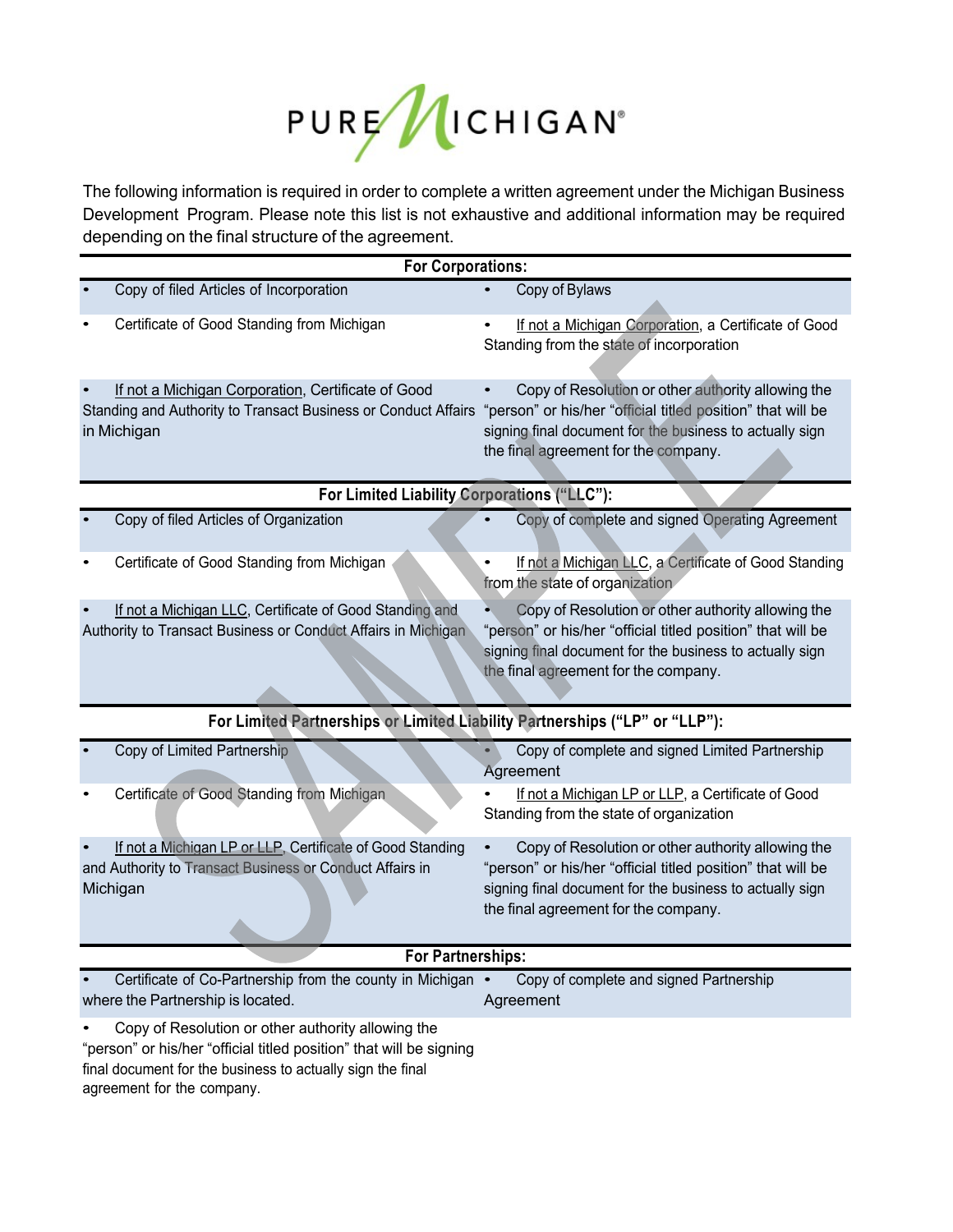PURE MICHIGAN®

The following information is required in order to complete a written agreement under the Michigan Business Development Program. Please note this list is not exhaustive and additional information may be required depending on the final structure of the agreement.

| For Corporations: | |
|---|---|
| • Copy of filed Articles of Incorporation | • Copy of Bylaws |
| • Certificate of Good Standing from Michigan | • If not a Michigan Corporation, a Certificate of Good Standing from the state of incorporation |
| • If not a Michigan Corporation, Certificate of Good Standing and Authority to Transact Business or Conduct Affairs in Michigan | • Copy of Resolution or other authority allowing the "person" or his/her "official titled position" that will be signing final document for the business to actually sign the final agreement for the company. |

| For Limited Liability Corporations ("LLC"): | |
|---|---|
| • Copy of filed Articles of Organization | • Copy of complete and signed Operating Agreement |
| • Certificate of Good Standing from Michigan | • If not a Michigan LLC, a Certificate of Good Standing from the state of organization |
| • If not a Michigan LLC, Certificate of Good Standing and Authority to Transact Business or Conduct Affairs in Michigan | • Copy of Resolution or other authority allowing the "person" or his/her "official titled position" that will be signing final document for the business to actually sign the final agreement for the company. |

| For Limited Partnerships or Limited Liability Partnerships ("LP" or "LLP"): | |
|---|---|
| • Copy of Limited Partnership | • Copy of complete and signed Limited Partnership Agreement |
| • Certificate of Good Standing from Michigan | • If not a Michigan LP or LLP, a Certificate of Good Standing from the state of organization |
| • If not a Michigan LP or LLP, Certificate of Good Standing and Authority to Transact Business or Conduct Affairs in Michigan | • Copy of Resolution or other authority allowing the "person" or his/her "official titled position" that will be signing final document for the business to actually sign the final agreement for the company. |

| For Partnerships: | |
|---|---|
| • Certificate of Co-Partnership from the county in Michigan where the Partnership is located. | • Copy of complete and signed Partnership Agreement |
| • Copy of Resolution or other authority allowing the "person" or his/her "official titled position" that will be signing final document for the business to actually sign the final agreement for the company. | |

SAMPLE